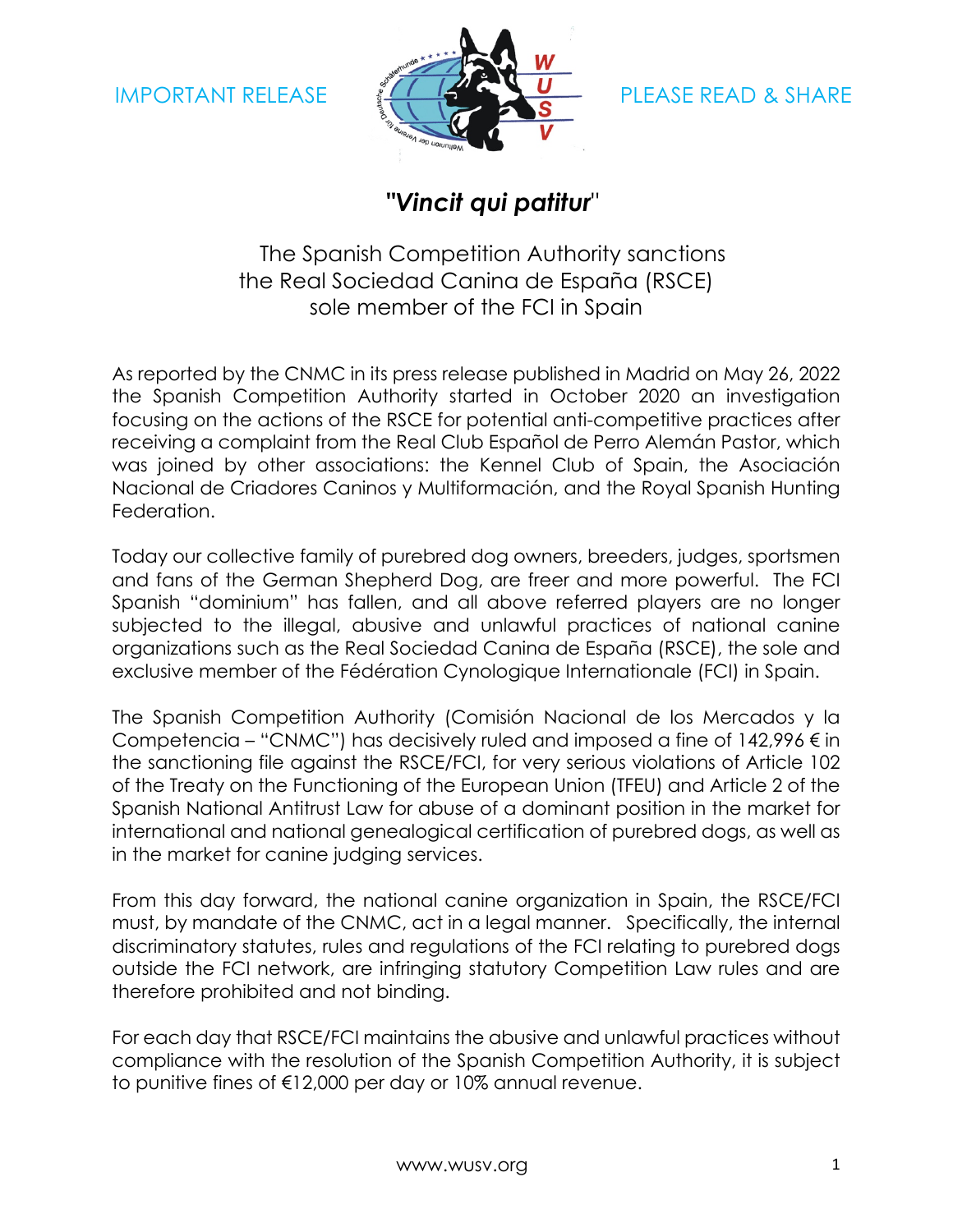IMPORTANT RELEASE PLEASE READ & SHARE

# *"Vincit qui patitur"*

## The Spanish Competition Authority sanctions the Real Sociedad Canina de España (RSCE) sole member of the FCI in Spain

As reported by the CNMC in its press release published in Madrid on May 26, 2022 the Spanish Competition Authority started in October 2020 an investigation focusing on the actions of the RSCE for potential anti-competitive practices after receiving a complaint from the Real Club Español de Perro Alemán Pastor, which was joined by other associations: the Kennel Club of Spain, the Asociación Nacional de Criadores Caninos y Multiformación, and the Royal Spanish Hunting Federation.

Today our collective family of purebred dog owners, breeders, judges, sportsmen and fans of the German Shepherd Dog, are freer and more powerful. The FCI Spanish "dominium" has fallen, and all above referred players are no longer subjected to the illegal, abusive and unlawful practices of national canine organizations such as the Real Sociedad Canina de España (RSCE), the sole and exclusive member of the Fédération Cynologique Internationale (FCI) in Spain.

The Spanish Competition Authority (Comisión Nacional de los Mercados y la Competencia – "CNMC") has decisively ruled and imposed a fine of 142,996 € in the sanctioning file against the RSCE/FCI, for very serious violations of Article 102 of the Treaty on the Functioning of the European Union (TFEU) and Article 2 of the Spanish National Antitrust Law for abuse of a dominant position in the market for international and national genealogical certification of purebred dogs, as well as in the market for canine judging services.

From this day forward, the national canine organization in Spain, the RSCE/FCI must, by mandate of the CNMC, act in a legal manner. Specifically, the internal discriminatory statutes, rules and regulations of the FCI relating to purebred dogs outside the FCI network, are infringing statutory Competition Law rules and are therefore prohibited and not binding.

For each day that RSCE/FCI maintains the abusive and unlawful practices without compliance with the resolution of the Spanish Competition Authority, it is subject to punitive fines of €12,000 per day or 10% annual revenue.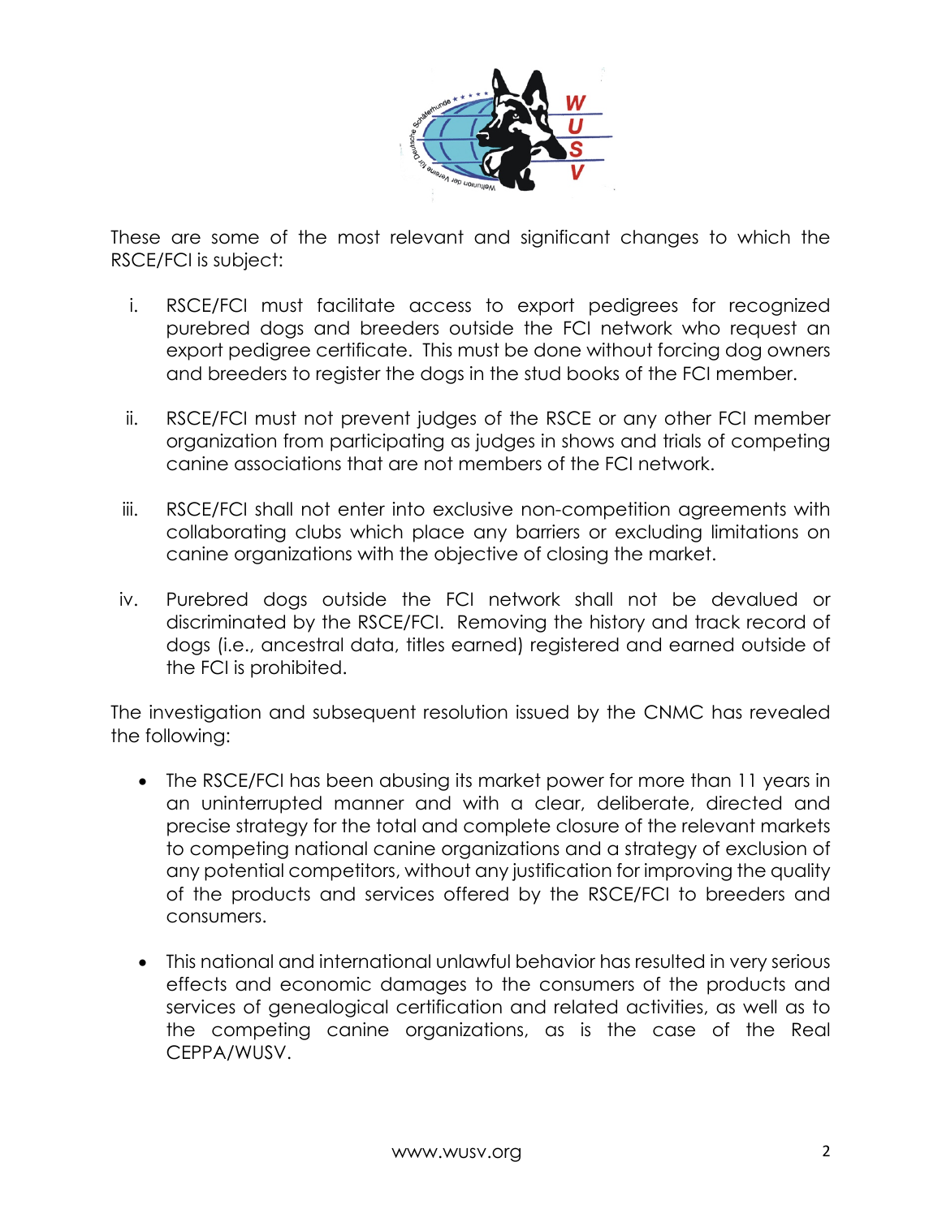These are some of the most relevant and significant changes to which the RSCE/FCI is subject:

i. RSCE/FCI must facilitate access to export pedigrees for recognized purebred dogs and breeders outside the FCI network who request an export pedigree certificate. This must be done without forcing dog owners and breeders to register the dogs in the stud books of the FCI member.

ii. RSCE/FCI must not prevent judges of the RSCE or any other FCI member organization from participating as judges in shows and trials of competing canine associations that are not members of the FCI network.

iii. RSCE/FCI shall not enter into exclusive non-competition agreements with collaborating clubs which place any barriers or excluding limitations on canine organizations with the objective of closing the market.

iv. Purebred dogs outside the FCI network shall not be devalued or discriminated by the RSCE/FCI. Removing the history and track record of dogs (i.e., ancestral data, titles earned) registered and earned outside of the FCI is prohibited.

The investigation and subsequent resolution issued by the CNMC has revealed the following:

- The RSCE/FCI has been abusing its market power for more than 11 years in an uninterrupted manner and with a clear, deliberate, directed and precise strategy for the total and complete closure of the relevant markets to competing national canine organizations and a strategy of exclusion of any potential competitors, without any justification for improving the quality of the products and services offered by the RSCE/FCI to breeders and consumers.

- This national and international unlawful behavior has resulted in very serious effects and economic damages to the consumers of the products and services of genealogical certification and related activities, as well as to the competing canine organizations, as is the case of the Real CEPPA/WUSV.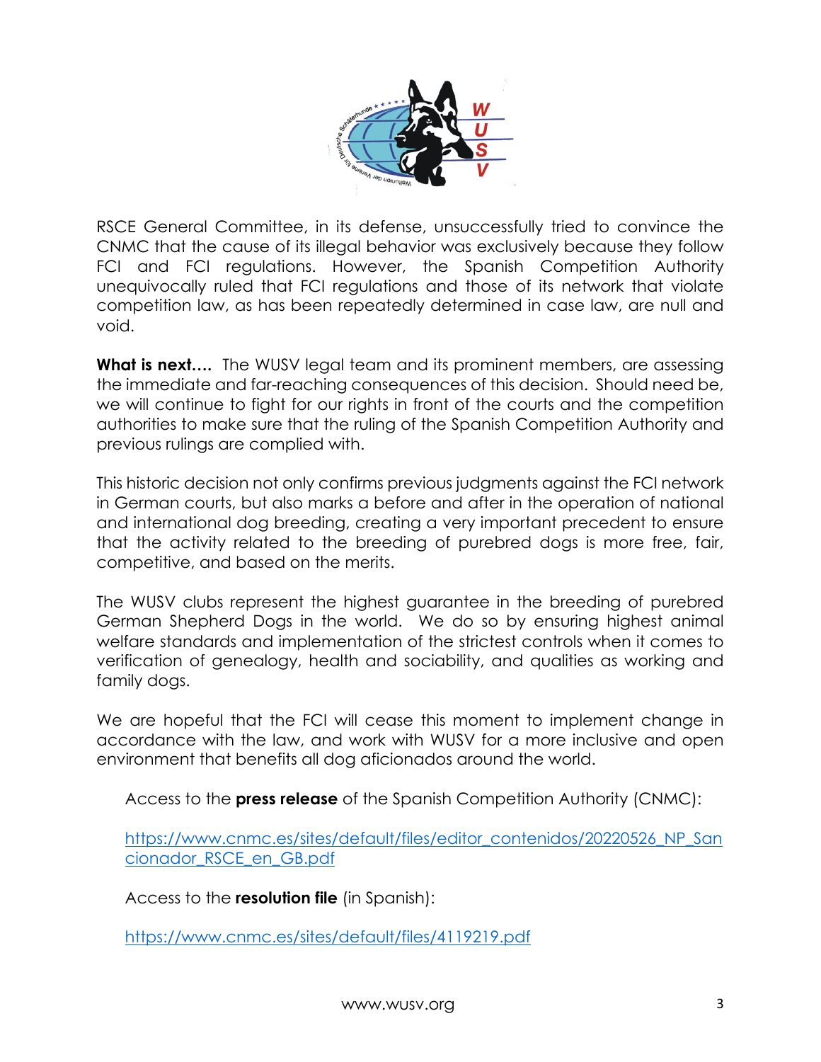RSCE General Committee, in its defense, unsuccessfully tried to convince the CNMC that the cause of its illegal behavior was exclusively because they follow FCI and FCI regulations. However, the Spanish Competition Authority unequivocally ruled that FCI regulations and those of its network that violate competition law, as has been repeatedly determined in case law, are null and void.

**What is next….** The WUSV legal team and its prominent members, are assessing the immediate and far-reaching consequences of this decision. Should need be, we will continue to fight for our rights in front of the courts and the competition authorities to make sure that the ruling of the Spanish Competition Authority and previous rulings are complied with.

This historic decision not only confirms previous judgments against the FCI network in German courts, but also marks a before and after in the operation of national and international dog breeding, creating a very important precedent to ensure that the activity related to the breeding of purebred dogs is more free, fair, competitive, and based on the merits.

The WUSV clubs represent the highest guarantee in the breeding of purebred German Shepherd Dogs in the world. We do so by ensuring highest animal welfare standards and implementation of the strictest controls when it comes to verification of genealogy, health and sociability, and qualities as working and family dogs.

We are hopeful that the FCI will cease this moment to implement change in accordance with the law, and work with WUSV for a more inclusive and open environment that benefits all dog aficionados around the world.

Access to the **press release** of the Spanish Competition Authority (CNMC):

https://www.cnmc.es/sites/default/files/editor_contenidos/20220526_NP_Sancionador_RSCE_en_GB.pdf

Access to the **resolution file** (in Spanish):

https://www.cnmc.es/sites/default/files/4119219.pdf